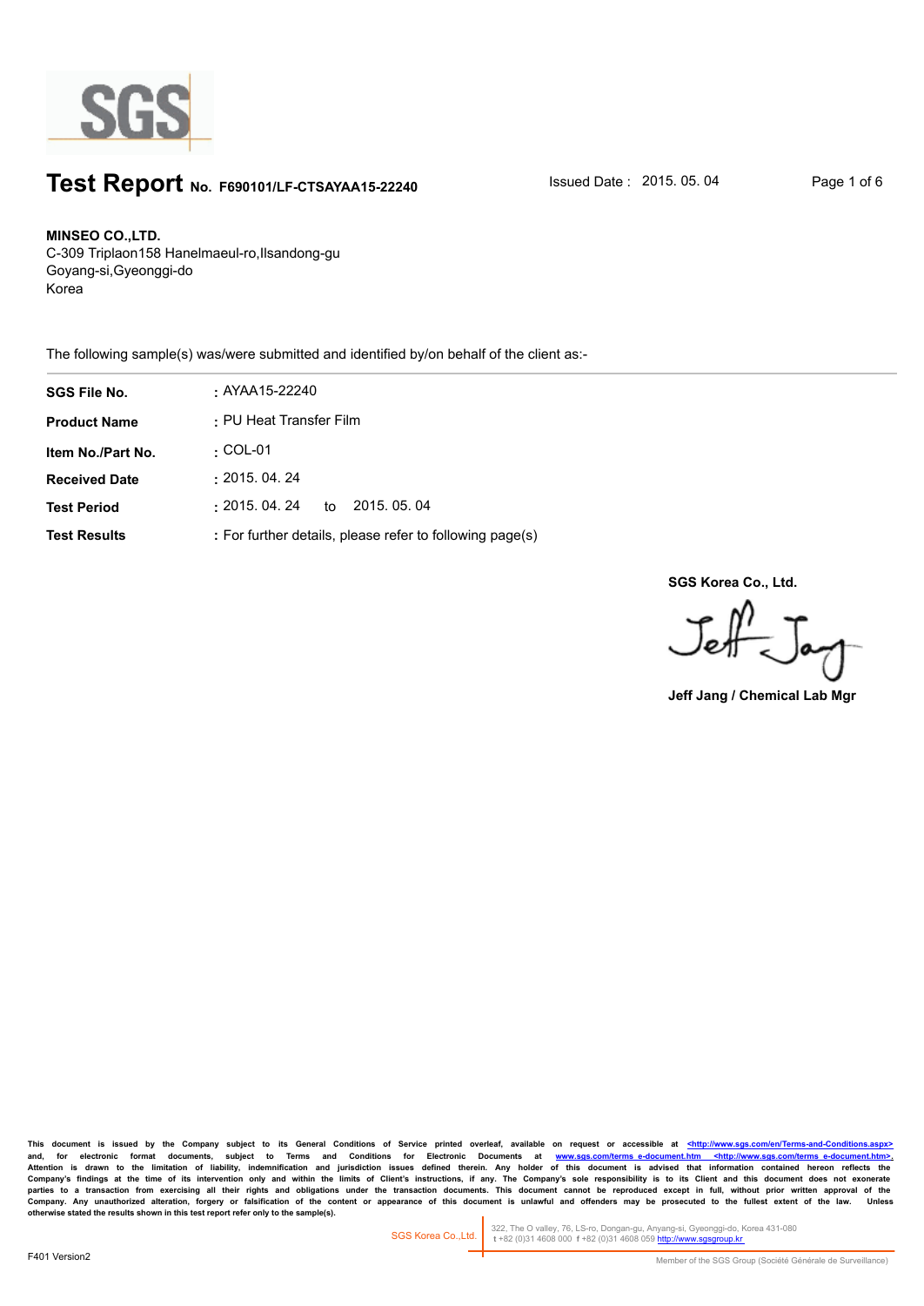# Test Report No. F690101/LF-CTSAYAA15-22240

Issued Date : 2015. 05. 04

**MINSEO CO.,LTD.**
C-309 Triplaon158 Hanelmaeul-ro,Ilsandong-gu
Goyang-si,Gyeonggi-do
Korea

The following sample(s) was/were submitted and identified by/on behalf of the client as:-

| | |
|---|---|
| **SGS File No.** | : AYAA15-22240 |
| **Product Name** | : PU Heat Transfer Film |
| **Item No./Part No.** | : COL-01 |
| **Received Date** | : 2015. 04. 24 |
| **Test Period** | : 2015. 04. 24 to 2015. 05. 04 |
| **Test Results** | : For further details, please refer to following page(s) |

**SGS Korea Co., Ltd.**

Jeff Jang

**Jeff Jang / Chemical Lab Mgr**

This document is issued by the Company subject to its General Conditions of Service printed overleaf, available on request or accessible at <http://www.sgs.com/en/Terms-and-Conditions.aspx> and, for electronic format documents, subject to Terms and Conditions for Electronic Documents at www.sgs.com/terms_e-document.htm <http://www.sgs.com/terms_e-document.htm>. Attention is drawn to the limitation of liability, indemnification and jurisdiction issues defined therein. Any holder of this document is advised that information contained hereon reflects the Company's findings at the time of its intervention only and within the limits of Client's instructions, if any. The Company's sole responsibility is to its Client and this document does not exonerate parties to a transaction from exercising all their rights and obligations under the transaction documents. This document cannot be reproduced except in full, without prior written approval of the Company. Any unauthorized alteration, forgery or falsification of the content or appearance of this document is unlawful and offenders may be prosecuted to the fullest extent of the law. Unless otherwise stated the results shown in this test report refer only to the sample(s).

SGS Korea Co.,Ltd. 322, The O valley, 76, LS-ro, Dongan-gu, Anyang-si, Gyeonggi-do, Korea 431-080 t +82 (0)31 4608 000 f +82 (0)31 4608 059 http://www.sgsgroup.kr

F401 Version2

Member of the SGS Group (Société Générale de Surveillance)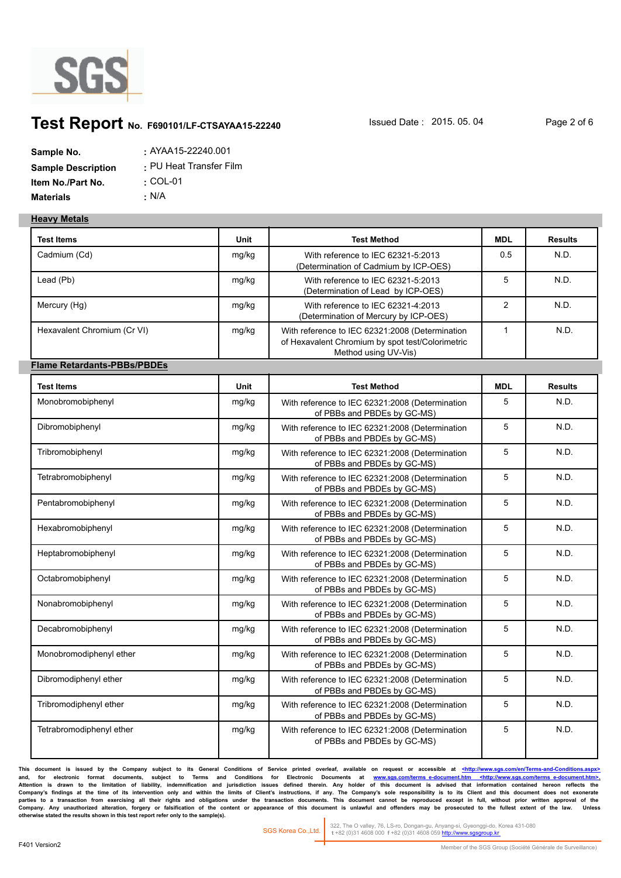# Test Report No. F690101/LF-CTSAYAA15-22240

Issued Date : 2015. 05. 04

**Sample No.** : AYAA15-22240.001
**Sample Description** : PU Heat Transfer Film
**Item No./Part No.** : COL-01
**Materials** : N/A

## Heavy Metals

| Test Items | Unit | Test Method | MDL | Results |
|---|---|---|---|---|
| Cadmium (Cd) | mg/kg | With reference to IEC 62321-5:2013 (Determination of Cadmium by ICP-OES) | 0.5 | N.D. |
| Lead (Pb) | mg/kg | With reference to IEC 62321-5:2013 (Determination of Lead by ICP-OES) | 5 | N.D. |
| Mercury (Hg) | mg/kg | With reference to IEC 62321-4:2013 (Determination of Mercury by ICP-OES) | 2 | N.D. |
| Hexavalent Chromium (Cr VI) | mg/kg | With reference to IEC 62321:2008 (Determination of Hexavalent Chromium by spot test/Colorimetric Method using UV-Vis) | 1 | N.D. |

## Flame Retardants-PBBs/PBDEs

| Test Items | Unit | Test Method | MDL | Results |
|---|---|---|---|---|
| Monobromobiphenyl | mg/kg | With reference to IEC 62321:2008 (Determination of PBBs and PBDEs by GC-MS) | 5 | N.D. |
| Dibromobiphenyl | mg/kg | With reference to IEC 62321:2008 (Determination of PBBs and PBDEs by GC-MS) | 5 | N.D. |
| Tribromobiphenyl | mg/kg | With reference to IEC 62321:2008 (Determination of PBBs and PBDEs by GC-MS) | 5 | N.D. |
| Tetrabromobiphenyl | mg/kg | With reference to IEC 62321:2008 (Determination of PBBs and PBDEs by GC-MS) | 5 | N.D. |
| Pentabromobiphenyl | mg/kg | With reference to IEC 62321:2008 (Determination of PBBs and PBDEs by GC-MS) | 5 | N.D. |
| Hexabromobiphenyl | mg/kg | With reference to IEC 62321:2008 (Determination of PBBs and PBDEs by GC-MS) | 5 | N.D. |
| Heptabromobiphenyl | mg/kg | With reference to IEC 62321:2008 (Determination of PBBs and PBDEs by GC-MS) | 5 | N.D. |
| Octabromobiphenyl | mg/kg | With reference to IEC 62321:2008 (Determination of PBBs and PBDEs by GC-MS) | 5 | N.D. |
| Nonabromobiphenyl | mg/kg | With reference to IEC 62321:2008 (Determination of PBBs and PBDEs by GC-MS) | 5 | N.D. |
| Decabromobiphenyl | mg/kg | With reference to IEC 62321:2008 (Determination of PBBs and PBDEs by GC-MS) | 5 | N.D. |
| Monobromodiphenyl ether | mg/kg | With reference to IEC 62321:2008 (Determination of PBBs and PBDEs by GC-MS) | 5 | N.D. |
| Dibromodiphenyl ether | mg/kg | With reference to IEC 62321:2008 (Determination of PBBs and PBDEs by GC-MS) | 5 | N.D. |
| Tribromodiphenyl ether | mg/kg | With reference to IEC 62321:2008 (Determination of PBBs and PBDEs by GC-MS) | 5 | N.D. |
| Tetrabromodiphenyl ether | mg/kg | With reference to IEC 62321:2008 (Determination of PBBs and PBDEs by GC-MS) | 5 | N.D. |

This document is issued by the Company subject to its General Conditions of Service printed overleaf, available on request or accessible at <http://www.sgs.com/en/Terms-and-Conditions.aspx> and, for electronic format documents, subject to Terms and Conditions for Electronic Documents at www.sgs.com/terms_e-document.htm <http://www.sgs.com/terms_e-document.htm>. Attention is drawn to the limitation of liability, indemnification and jurisdiction issues defined therein. Any holder of this document is advised that information contained hereon reflects the Company's findings at the time of its intervention only and within the limits of Client's instructions, if any. The Company's sole responsibility is to its Client and this document does not exonerate parties to a transaction from exercising all their rights and obligations under the transaction documents. This document cannot be reproduced except in full, without prior written approval of the Company. Any unauthorized alteration, forgery or falsification of the content or appearance of this document is unlawful and offenders may be prosecuted to the fullest extent of the law. Unless otherwise stated the results shown in this test report refer only to the sample(s).

SGS Korea Co.,Ltd. | 322, The O valley, 76, LS-ro, Dongan-gu, Anyang-si, Gyeonggi-do, Korea 431-080 t +82 (0)31 4608 000 f +82 (0)31 4608 059 http://www.sgsgroup.kr

F401 Version2

Member of the SGS Group (Société Générale de Surveillance)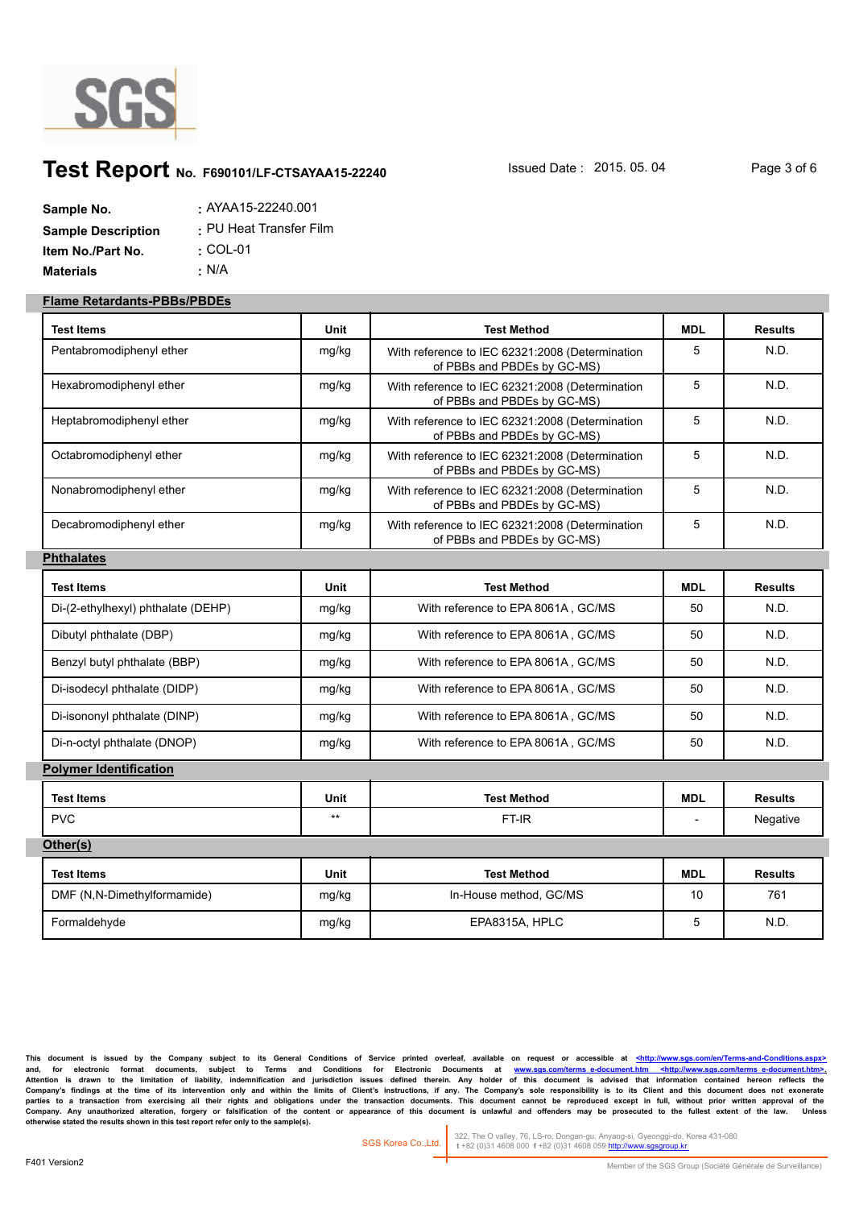# Test Report No. F690101/LF-CTSAYAA15-22240

Issued Date : 2015. 05. 04

**Sample No.** : AYAA15-22240.001
**Sample Description** : PU Heat Transfer Film
**Item No./Part No.** : COL-01
**Materials** : N/A

## Flame Retardants-PBBs/PBDEs

| Test Items | Unit | Test Method | MDL | Results |
|---|---|---|---|---|
| Pentabromodiphenyl ether | mg/kg | With reference to IEC 62321:2008 (Determination of PBBs and PBDEs by GC-MS) | 5 | N.D. |
| Hexabromodiphenyl ether | mg/kg | With reference to IEC 62321:2008 (Determination of PBBs and PBDEs by GC-MS) | 5 | N.D. |
| Heptabromodiphenyl ether | mg/kg | With reference to IEC 62321:2008 (Determination of PBBs and PBDEs by GC-MS) | 5 | N.D. |
| Octabromodiphenyl ether | mg/kg | With reference to IEC 62321:2008 (Determination of PBBs and PBDEs by GC-MS) | 5 | N.D. |
| Nonabromodiphenyl ether | mg/kg | With reference to IEC 62321:2008 (Determination of PBBs and PBDEs by GC-MS) | 5 | N.D. |
| Decabromodiphenyl ether | mg/kg | With reference to IEC 62321:2008 (Determination of PBBs and PBDEs by GC-MS) | 5 | N.D. |

## Phthalates

| Test Items | Unit | Test Method | MDL | Results |
|---|---|---|---|---|
| Di-(2-ethylhexyl) phthalate (DEHP) | mg/kg | With reference to EPA 8061A , GC/MS | 50 | N.D. |
| Dibutyl phthalate (DBP) | mg/kg | With reference to EPA 8061A , GC/MS | 50 | N.D. |
| Benzyl butyl phthalate (BBP) | mg/kg | With reference to EPA 8061A , GC/MS | 50 | N.D. |
| Di-isodecyl phthalate (DIDP) | mg/kg | With reference to EPA 8061A , GC/MS | 50 | N.D. |
| Di-isononyl phthalate (DINP) | mg/kg | With reference to EPA 8061A , GC/MS | 50 | N.D. |
| Di-n-octyl phthalate (DNOP) | mg/kg | With reference to EPA 8061A , GC/MS | 50 | N.D. |

## Polymer Identification

| Test Items | Unit | Test Method | MDL | Results |
|---|---|---|---|---|
| PVC | ** | FT-IR | - | Negative |

## Other(s)

| Test Items | Unit | Test Method | MDL | Results |
|---|---|---|---|---|
| DMF (N,N-Dimethylformamide) | mg/kg | In-House method, GC/MS | 10 | 761 |
| Formaldehyde | mg/kg | EPA8315A, HPLC | 5 | N.D. |

This document is issued by the Company subject to its General Conditions of Service printed overleaf, available on request or accessible at <http://www.sgs.com/en/Terms-and-Conditions.aspx> and, for electronic format documents, subject to Terms and Conditions for Electronic Documents at www.sgs.com/terms_e-document.htm <http://www.sgs.com/terms_e-document.htm>. Attention is drawn to the limitation of liability, indemnification and jurisdiction issues defined therein. Any holder of this document is advised that information contained hereon reflects the Company's findings at the time of its intervention only and within the limits of Client's instructions, if any. The Company's sole responsibility is to its Client and this document does not exonerate parties to a transaction from exercising all their rights and obligations under the transaction documents. This document cannot be reproduced except in full, without prior written approval of the Company. Any unauthorized alteration, forgery or falsification of the content or appearance of this document is unlawful and offenders may be prosecuted to the fullest extent of the law. Unless otherwise stated the results shown in this test report refer only to the sample(s).

SGS Korea Co.,Ltd. | 322, The O valley, 76, LS-ro, Dongan-gu, Anyang-si, Gyeonggi-do, Korea 431-080 t +82 (0)31 4608 000 f +82 (0)31 4608 059 http://www.sgsgroup.kr

F401 Version2

Member of the SGS Group (Société Générale de Surveillance)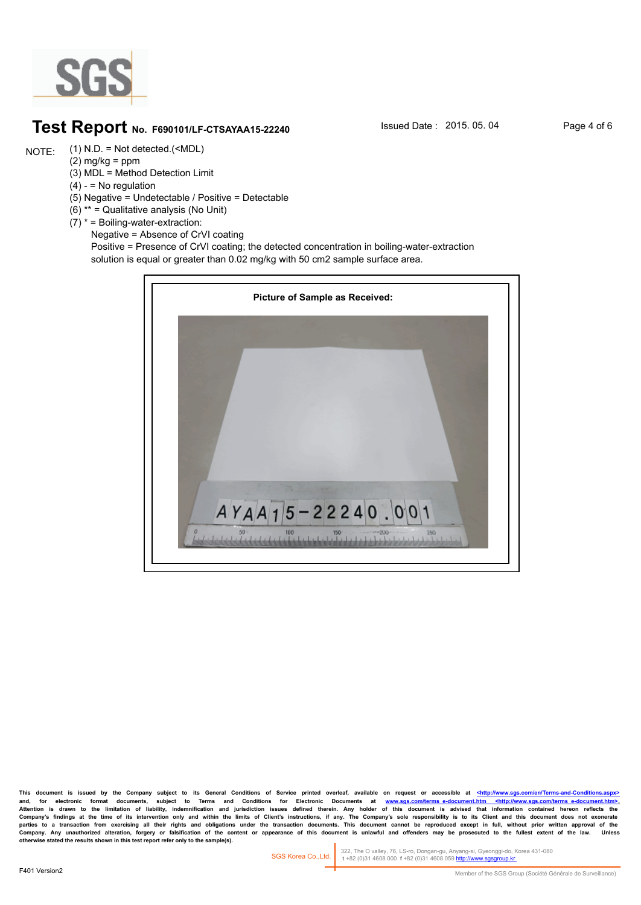# Test Report No. F690101/LF-CTSAYAA15-22240

Issued Date : 2015. 05. 04

NOTE:

(1) N.D. = Not detected.(<MDL)
(2) mg/kg = ppm
(3) MDL = Method Detection Limit
(4) - = No regulation
(5) Negative = Undetectable / Positive = Detectable
(6) ** = Qualitative analysis (No Unit)
(7) * = Boiling-water-extraction:
Negative = Absence of CrVI coating
Positive = Presence of CrVI coating; the detected concentration in boiling-water-extraction solution is equal or greater than 0.02 mg/kg with 50 cm2 sample surface area.

**Picture of Sample as Received:**

This document is issued by the Company subject to its General Conditions of Service printed overleaf, available on request or accessible at <http://www.sgs.com/en/Terms-and-Conditions.aspx> and, for electronic format documents, subject to Terms and Conditions for Electronic Documents at www.sgs.com/terms_e-document.htm <http://www.sgs.com/terms_e-document.htm>. Attention is drawn to the limitation of liability, indemnification and jurisdiction issues defined therein. Any holder of this document is advised that information contained hereon reflects the Company's findings at the time of its intervention only and within the limits of Client's instructions, if any. The Company's sole responsibility is to its Client and this document does not exonerate parties to a transaction from exercising all their rights and obligations under the transaction documents. This document cannot be reproduced except in full, without prior written approval of the Company. Any unauthorized alteration, forgery or falsification of the content or appearance of this document is unlawful and offenders may be prosecuted to the fullest extent of the law. Unless otherwise stated the results shown in this test report refer only to the sample(s).

SGS Korea Co.,Ltd. | 322, The O valley, 76, LS-ro, Dongan-gu, Anyang-si, Gyeonggi-do, Korea 431-080 t +82 (0)31 4608 000 f +82 (0)31 4608 059 http://www.sgsgroup.kr

F401 Version2

Member of the SGS Group (Société Générale de Surveillance)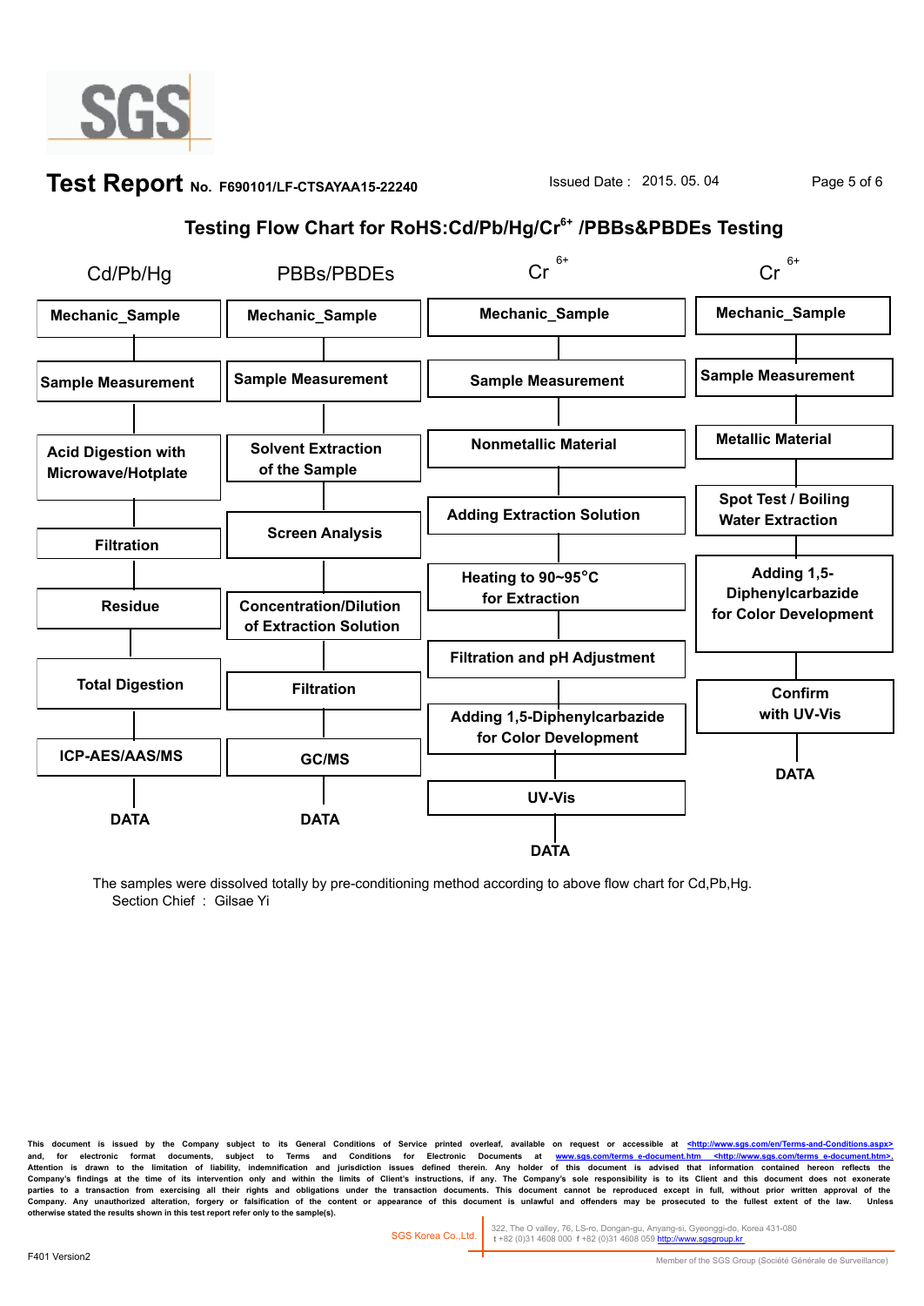# Test Report No. F690101/LF-CTSAYAA15-22240

Issued Date : 2015. 05. 04

## Testing Flow Chart for RoHS:Cd/Pb/Hg/$Cr^{6+}$ /PBBs&PBDEs Testing

**Cd/Pb/Hg**

1. Mechanic_Sample
2. Sample Measurement
3. Acid Digestion with Microwave/Hotplate
4. Filtration
5. Residue
6. Total Digestion
7. ICP-AES/AAS/MS
8. DATA

**PBBs/PBDEs**

1. Mechanic_Sample
2. Sample Measurement
3. Solvent Extraction of the Sample
4. Screen Analysis
5. Concentration/Dilution of Extraction Solution
6. Filtration
7. GC/MS
8. DATA

**$Cr^{6+}$** (Nonmetallic Material)

1. Mechanic_Sample
2. Sample Measurement
3. Nonmetallic Material
4. Adding Extraction Solution
5. Heating to 90~95°C for Extraction
6. Filtration and pH Adjustment
7. Adding 1,5-Diphenylcarbazide for Color Development
8. UV-Vis
9. DATA

**$Cr^{6+}$** (Metallic Material)

1. Mechanic_Sample
2. Sample Measurement
3. Metallic Material
4. Spot Test / Boiling Water Extraction
5. Adding 1,5-Diphenylcarbazide for Color Development
6. Confirm with UV-Vis
7. DATA

The samples were dissolved totally by pre-conditioning method according to above flow chart for Cd,Pb,Hg.

Section Chief : Gilsae Yi

This document is issued by the Company subject to its General Conditions of Service printed overleaf, available on request or accessible at <http://www.sgs.com/en/Terms-and-Conditions.aspx> and, for electronic format documents, subject to Terms and Conditions for Electronic Documents at www.sgs.com/terms_e-document.htm <http://www.sgs.com/terms_e-document.htm>. Attention is drawn to the limitation of liability, indemnification and jurisdiction issues defined therein. Any holder of this document is advised that information contained hereon reflects the Company's findings at the time of its intervention only and within the limits of Client's instructions, if any. The Company's sole responsibility is to its Client and this document does not exonerate parties to a transaction from exercising all their rights and obligations under the transaction documents. This document cannot be reproduced except in full, without prior written approval of the Company. Any unauthorized alteration, forgery or falsification of the content or appearance of this document is unlawful and offenders may be prosecuted to the fullest extent of the law. Unless otherwise stated the results shown in this test report refer only to the sample(s).

SGS Korea Co.,Ltd. 322, The O valley, 76, LS-ro, Dongan-gu, Anyang-si, Gyeonggi-do, Korea 431-080 t +82 (0)31 4608 000 f +82 (0)31 4608 059 http://www.sgsgroup.kr

F401 Version2

Member of the SGS Group (Société Générale de Surveillance)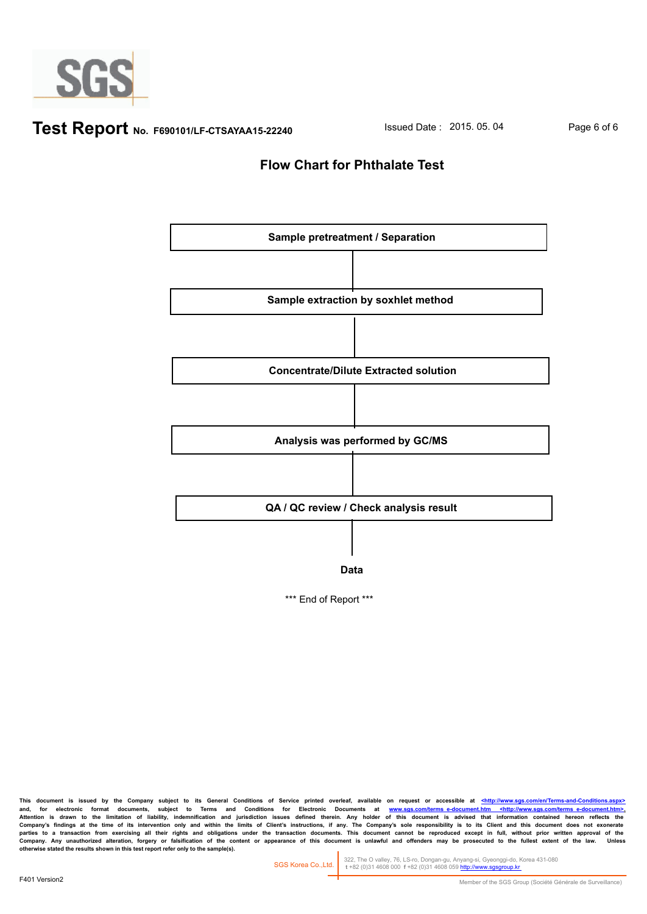## Flow Chart for Phthalate Test

Sample pretreatment / Separation

Sample extraction by soxhlet method

Concentrate/Dilute Extracted solution

Analysis was performed by GC/MS

QA / QC review / Check analysis result

**Data**

*** End of Report ***